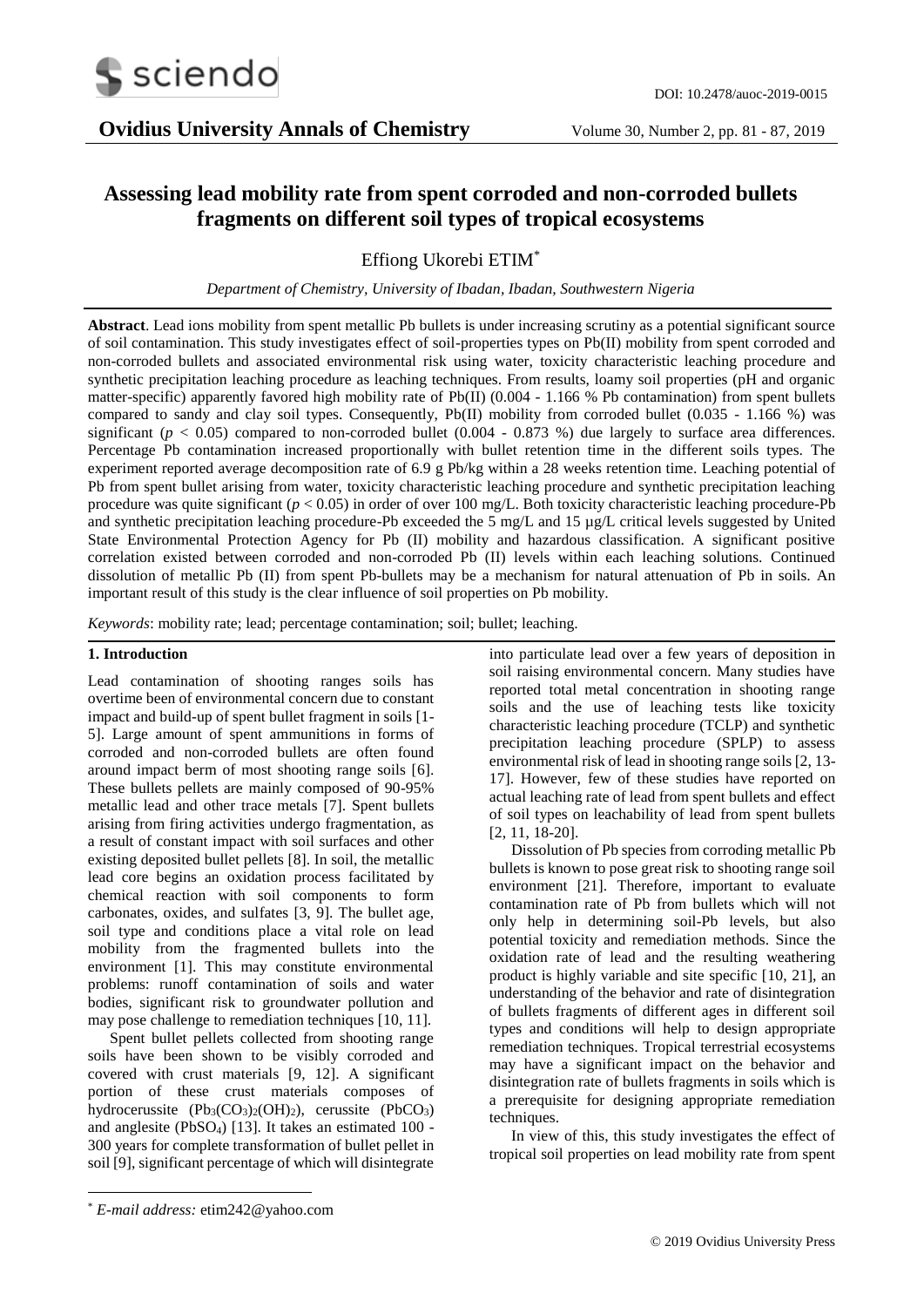DOI: 10.2478/auoc-2019-0015

# Assessing lead mobility rate from spent corroded and non-corroded bullets fragments on different soil types of tropical ecosystems

Effiong Ukorebi ETIM*

*Department of Chemistry, University of Ibadan, Ibadan, Southwestern Nigeria*

**Abstract**. Lead ions mobility from spent metallic Pb bullets is under increasing scrutiny as a potential significant source of soil contamination. This study investigates effect of soil-properties types on Pb(II) mobility from spent corroded and non-corroded bullets and associated environmental risk using water, toxicity characteristic leaching procedure and synthetic precipitation leaching procedure as leaching techniques. From results, loamy soil properties (pH and organic matter-specific) apparently favored high mobility rate of Pb(II) (0.004 - 1.166 % Pb contamination) from spent bullets compared to sandy and clay soil types. Consequently, Pb(II) mobility from corroded bullet (0.035 - 1.166 %) was significant ($p < 0.05$) compared to non-corroded bullet (0.004 - 0.873 %) due largely to surface area differences. Percentage Pb contamination increased proportionally with bullet retention time in the different soils types. The experiment reported average decomposition rate of 6.9 g Pb/kg within a 28 weeks retention time. Leaching potential of Pb from spent bullet arising from water, toxicity characteristic leaching procedure and synthetic precipitation leaching procedure was quite significant ($p < 0.05$) in order of over 100 mg/L. Both toxicity characteristic leaching procedure-Pb and synthetic precipitation leaching procedure-Pb exceeded the 5 mg/L and 15 µg/L critical levels suggested by United State Environmental Protection Agency for Pb (II) mobility and hazardous classification. A significant positive correlation existed between corroded and non-corroded Pb (II) levels within each leaching solutions. Continued dissolution of metallic Pb (II) from spent Pb-bullets may be a mechanism for natural attenuation of Pb in soils. An important result of this study is the clear influence of soil properties on Pb mobility.

*Keywords*: mobility rate; lead; percentage contamination; soil; bullet; leaching.

## 1. Introduction

Lead contamination of shooting ranges soils has overtime been of environmental concern due to constant impact and build-up of spent bullet fragment in soils [1-5]. Large amount of spent ammunitions in forms of corroded and non-corroded bullets are often found around impact berm of most shooting range soils [6]. These bullets pellets are mainly composed of 90-95% metallic lead and other trace metals [7]. Spent bullets arising from firing activities undergo fragmentation, as a result of constant impact with soil surfaces and other existing deposited bullet pellets [8]. In soil, the metallic lead core begins an oxidation process facilitated by chemical reaction with soil components to form carbonates, oxides, and sulfates [3, 9]. The bullet age, soil type and conditions place a vital role on lead mobility from the fragmented bullets into the environment [1]. This may constitute environmental problems: runoff contamination of soils and water bodies, significant risk to groundwater pollution and may pose challenge to remediation techniques [10, 11].

Spent bullet pellets collected from shooting range soils have been shown to be visibly corroded and covered with crust materials [9, 12]. A significant portion of these crust materials composes of hydrocerussite ($Pb_3(CO_3)_2(OH)_2$), cerussite ($PbCO_3$) and anglesite ($PbSO_4$) [13]. It takes an estimated 100 - 300 years for complete transformation of bullet pellet in soil [9], significant percentage of which will disintegrate into particulate lead over a few years of deposition in soil raising environmental concern. Many studies have reported total metal concentration in shooting range soils and the use of leaching tests like toxicity characteristic leaching procedure (TCLP) and synthetic precipitation leaching procedure (SPLP) to assess environmental risk of lead in shooting range soils [2, 13-17]. However, few of these studies have reported on actual leaching rate of lead from spent bullets and effect of soil types on leachability of lead from spent bullets [2, 11, 18-20].

Dissolution of Pb species from corroding metallic Pb bullets is known to pose great risk to shooting range soil environment [21]. Therefore, important to evaluate contamination rate of Pb from bullets which will not only help in determining soil-Pb levels, but also potential toxicity and remediation methods. Since the oxidation rate of lead and the resulting weathering product is highly variable and site specific [10, 21], an understanding of the behavior and rate of disintegration of bullets fragments of different ages in different soil types and conditions will help to design appropriate remediation techniques. Tropical terrestrial ecosystems may have a significant impact on the behavior and disintegration rate of bullets fragments in soils which is a prerequisite for designing appropriate remediation techniques.

In view of this, this study investigates the effect of tropical soil properties on lead mobility rate from spent

---

* *E-mail address:* etim242@yahoo.com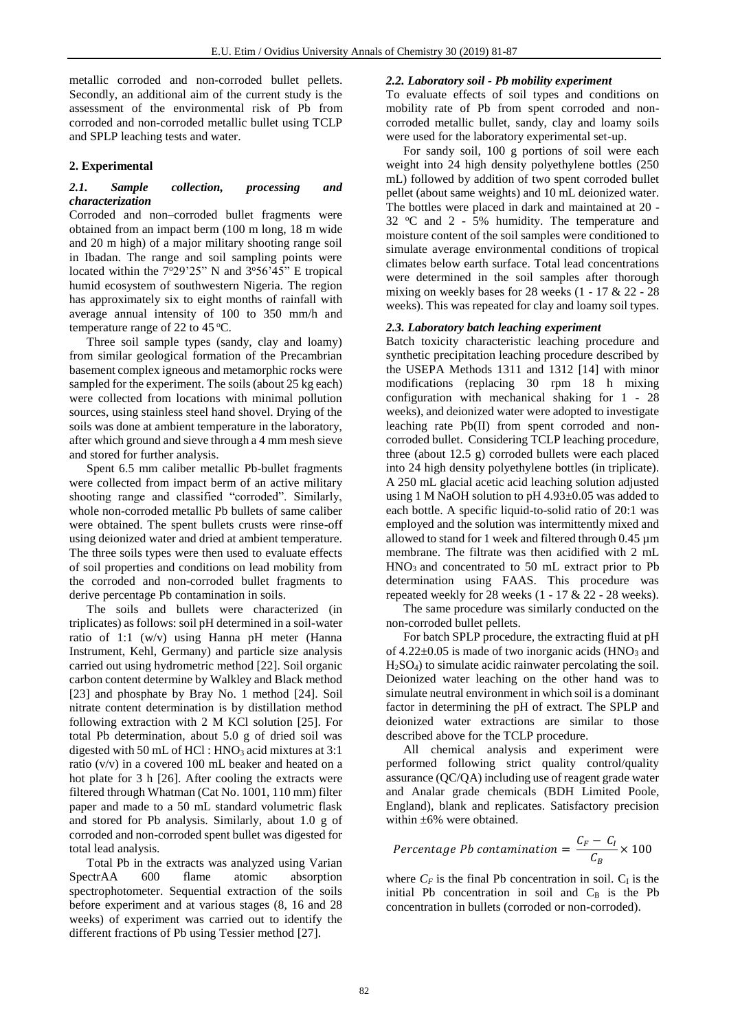metallic corroded and non-corroded bullet pellets. Secondly, an additional aim of the current study is the assessment of the environmental risk of Pb from corroded and non-corroded metallic bullet using TCLP and SPLP leaching tests and water.

## 2. Experimental

### *2.1. Sample collection, processing and characterization*

Corroded and non–corroded bullet fragments were obtained from an impact berm (100 m long, 18 m wide and 20 m high) of a major military shooting range soil in Ibadan. The range and soil sampling points were located within the 7°29'25" N and 3°56'45" E tropical humid ecosystem of southwestern Nigeria. The region has approximately six to eight months of rainfall with average annual intensity of 100 to 350 mm/h and temperature range of 22 to 45 °C.

Three soil sample types (sandy, clay and loamy) from similar geological formation of the Precambrian basement complex igneous and metamorphic rocks were sampled for the experiment. The soils (about 25 kg each) were collected from locations with minimal pollution sources, using stainless steel hand shovel. Drying of the soils was done at ambient temperature in the laboratory, after which ground and sieve through a 4 mm mesh sieve and stored for further analysis.

Spent 6.5 mm caliber metallic Pb-bullet fragments were collected from impact berm of an active military shooting range and classified "corroded". Similarly, whole non-corroded metallic Pb bullets of same caliber were obtained. The spent bullets crusts were rinse-off using deionized water and dried at ambient temperature. The three soils types were then used to evaluate effects of soil properties and conditions on lead mobility from the corroded and non-corroded bullet fragments to derive percentage Pb contamination in soils.

The soils and bullets were characterized (in triplicates) as follows: soil pH determined in a soil-water ratio of 1:1 (w/v) using Hanna pH meter (Hanna Instrument, Kehl, Germany) and particle size analysis carried out using hydrometric method [22]. Soil organic carbon content determine by Walkley and Black method [23] and phosphate by Bray No. 1 method [24]. Soil nitrate content determination is by distillation method following extraction with 2 M KCl solution [25]. For total Pb determination, about 5.0 g of dried soil was digested with 50 mL of HCl : $HNO_3$ acid mixtures at 3:1 ratio (v/v) in a covered 100 mL beaker and heated on a hot plate for 3 h [26]. After cooling the extracts were filtered through Whatman (Cat No. 1001, 110 mm) filter paper and made to a 50 mL standard volumetric flask and stored for Pb analysis. Similarly, about 1.0 g of corroded and non-corroded spent bullet was digested for total lead analysis.

Total Pb in the extracts was analyzed using Varian SpectrAA 600 flame atomic absorption spectrophotometer. Sequential extraction of the soils before experiment and at various stages (8, 16 and 28 weeks) of experiment was carried out to identify the different fractions of Pb using Tessier method [27].

### *2.2. Laboratory soil - Pb mobility experiment*

To evaluate effects of soil types and conditions on mobility rate of Pb from spent corroded and non-corroded metallic bullet, sandy, clay and loamy soils were used for the laboratory experimental set-up.

For sandy soil, 100 g portions of soil were each weight into 24 high density polyethylene bottles (250 mL) followed by addition of two spent corroded bullet pellet (about same weights) and 10 mL deionized water. The bottles were placed in dark and maintained at 20 - 32 °C and 2 - 5% humidity. The temperature and moisture content of the soil samples were conditioned to simulate average environmental conditions of tropical climates below earth surface. Total lead concentrations were determined in the soil samples after thorough mixing on weekly bases for 28 weeks (1 - 17 & 22 - 28 weeks). This was repeated for clay and loamy soil types.

### *2.3. Laboratory batch leaching experiment*

Batch toxicity characteristic leaching procedure and synthetic precipitation leaching procedure described by the USEPA Methods 1311 and 1312 [14] with minor modifications (replacing 30 rpm 18 h mixing configuration with mechanical shaking for 1 - 28 weeks), and deionized water were adopted to investigate leaching rate Pb(II) from spent corroded and non-corroded bullet. Considering TCLP leaching procedure, three (about 12.5 g) corroded bullets were each placed into 24 high density polyethylene bottles (in triplicate). A 250 mL glacial acetic acid leaching solution adjusted using 1 M NaOH solution to pH 4.93±0.05 was added to each bottle. A specific liquid-to-solid ratio of 20:1 was employed and the solution was intermittently mixed and allowed to stand for 1 week and filtered through 0.45 µm membrane. The filtrate was then acidified with 2 mL $HNO_3$ and concentrated to 50 mL extract prior to Pb determination using FAAS. This procedure was repeated weekly for 28 weeks (1 - 17 & 22 - 28 weeks).

The same procedure was similarly conducted on the non-corroded bullet pellets.

For batch SPLP procedure, the extracting fluid at pH of 4.22±0.05 is made of two inorganic acids ($HNO_3$ and $H_2SO_4$) to simulate acidic rainwater percolating the soil. Deionized water leaching on the other hand was to simulate neutral environment in which soil is a dominant factor in determining the pH of extract. The SPLP and deionized water extractions are similar to those described above for the TCLP procedure.

All chemical analysis and experiment were performed following strict quality control/quality assurance (QC/QA) including use of reagent grade water and Analar grade chemicals (BDH Limited Poole, England), blank and replicates. Satisfactory precision within ±6% were obtained.

$$Percentage\ Pb\ contamination = \frac{C_F - C_I}{C_B} \times 100$$

where $C_F$ is the final Pb concentration in soil. $C_I$ is the initial Pb concentration in soil and $C_B$ is the Pb concentration in bullets (corroded or non-corroded).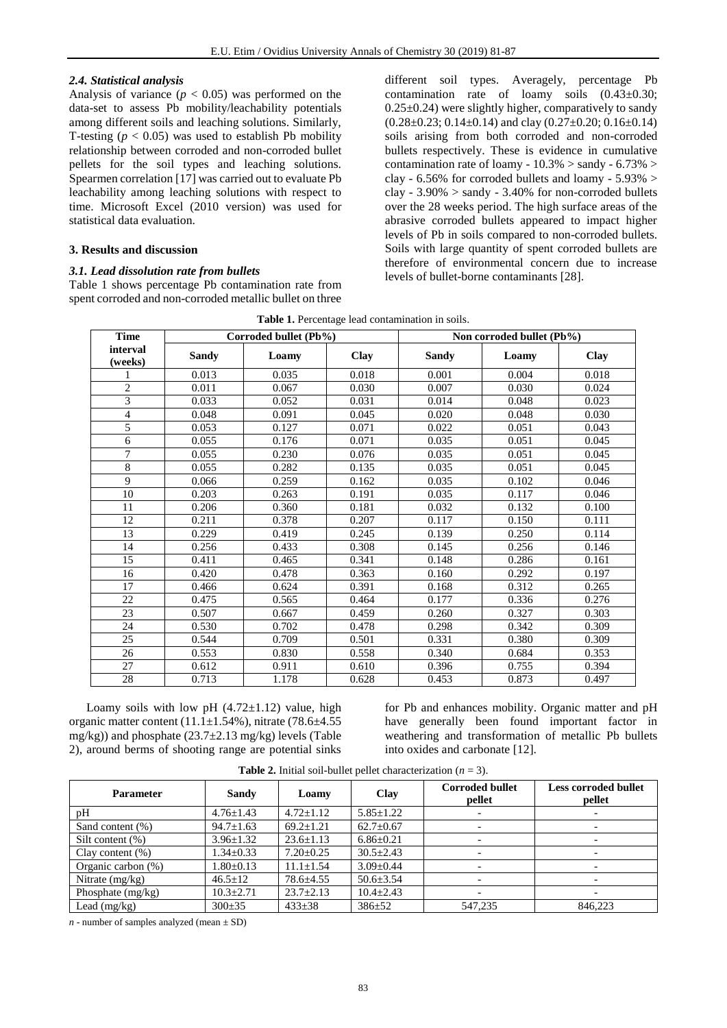### 2.4. Statistical analysis

Analysis of variance ($p < 0.05$) was performed on the data-set to assess Pb mobility/leachability potentials among different soils and leaching solutions. Similarly, T-testing ($p < 0.05$) was used to establish Pb mobility relationship between corroded and non-corroded bullet pellets for the soil types and leaching solutions. Spearmen correlation [17] was carried out to evaluate Pb leachability among leaching solutions with respect to time. Microsoft Excel (2010 version) was used for statistical data evaluation.

## 3. Results and discussion

### 3.1. Lead dissolution rate from bullets

Table 1 shows percentage Pb contamination rate from spent corroded and non-corroded metallic bullet on three different soil types. Averagely, percentage Pb contamination rate of loamy soils (0.43±0.30; 0.25±0.24) were slightly higher, comparatively to sandy (0.28±0.23; 0.14±0.14) and clay (0.27±0.20; 0.16±0.14) soils arising from both corroded and non-corroded bullets respectively. These is evidence in cumulative contamination rate of loamy - 10.3% > sandy - 6.73% > clay - 6.56% for corroded bullets and loamy - 5.93% > clay - 3.90% > sandy - 3.40% for non-corroded bullets over the 28 weeks period. The high surface areas of the abrasive corroded bullets appeared to impact higher levels of Pb in soils compared to non-corroded bullets. Soils with large quantity of spent corroded bullets are therefore of environmental concern due to increase levels of bullet-borne contaminants [28].

**Table 1.** Percentage lead contamination in soils.

| Time interval (weeks) | Corroded bullet (Pb%) | | | Non corroded bullet (Pb%) | | |
|---|---|---|---|---|---|---|
| | Sandy | Loamy | Clay | Sandy | Loamy | Clay |
| 1 | 0.013 | 0.035 | 0.018 | 0.001 | 0.004 | 0.018 |
| 2 | 0.011 | 0.067 | 0.030 | 0.007 | 0.030 | 0.024 |
| 3 | 0.033 | 0.052 | 0.031 | 0.014 | 0.048 | 0.023 |
| 4 | 0.048 | 0.091 | 0.045 | 0.020 | 0.048 | 0.030 |
| 5 | 0.053 | 0.127 | 0.071 | 0.022 | 0.051 | 0.043 |
| 6 | 0.055 | 0.176 | 0.071 | 0.035 | 0.051 | 0.045 |
| 7 | 0.055 | 0.230 | 0.076 | 0.035 | 0.051 | 0.045 |
| 8 | 0.055 | 0.282 | 0.135 | 0.035 | 0.051 | 0.045 |
| 9 | 0.066 | 0.259 | 0.162 | 0.035 | 0.102 | 0.046 |
| 10 | 0.203 | 0.263 | 0.191 | 0.035 | 0.117 | 0.046 |
| 11 | 0.206 | 0.360 | 0.181 | 0.032 | 0.132 | 0.100 |
| 12 | 0.211 | 0.378 | 0.207 | 0.117 | 0.150 | 0.111 |
| 13 | 0.229 | 0.419 | 0.245 | 0.139 | 0.250 | 0.114 |
| 14 | 0.256 | 0.433 | 0.308 | 0.145 | 0.256 | 0.146 |
| 15 | 0.411 | 0.465 | 0.341 | 0.148 | 0.286 | 0.161 |
| 16 | 0.420 | 0.478 | 0.363 | 0.160 | 0.292 | 0.197 |
| 17 | 0.466 | 0.624 | 0.391 | 0.168 | 0.312 | 0.265 |
| 22 | 0.475 | 0.565 | 0.464 | 0.177 | 0.336 | 0.276 |
| 23 | 0.507 | 0.667 | 0.459 | 0.260 | 0.327 | 0.303 |
| 24 | 0.530 | 0.702 | 0.478 | 0.298 | 0.342 | 0.309 |
| 25 | 0.544 | 0.709 | 0.501 | 0.331 | 0.380 | 0.309 |
| 26 | 0.553 | 0.830 | 0.558 | 0.340 | 0.684 | 0.353 |
| 27 | 0.612 | 0.911 | 0.610 | 0.396 | 0.755 | 0.394 |
| 28 | 0.713 | 1.178 | 0.628 | 0.453 | 0.873 | 0.497 |

Loamy soils with low pH (4.72±1.12) value, high organic matter content (11.1±1.54%), nitrate (78.6±4.55 mg/kg)) and phosphate (23.7±2.13 mg/kg) levels (Table 2), around berms of shooting range are potential sinks for Pb and enhances mobility. Organic matter and pH have generally been found important factor in weathering and transformation of metallic Pb bullets into oxides and carbonate [12].

**Table 2.** Initial soil-bullet pellet characterization ($n = 3$).

| Parameter | Sandy | Loamy | Clay | Corroded bullet pellet | Less corroded bullet pellet |
|---|---|---|---|---|---|
| pH | 4.76±1.43 | 4.72±1.12 | 5.85±1.22 | - | - |
| Sand content (%) | 94.7±1.63 | 69.2±1.21 | 62.7±0.67 | - | - |
| Silt content (%) | 3.96±1.32 | 23.6±1.13 | 6.86±0.21 | - | - |
| Clay content (%) | 1.34±0.33 | 7.20±0.25 | 30.5±2.43 | - | - |
| Organic carbon (%) | 1.80±0.13 | 11.1±1.54 | 3.09±0.44 | - | - |
| Nitrate (mg/kg) | 46.5±12 | 78.6±4.55 | 50.6±3.54 | - | - |
| Phosphate (mg/kg) | 10.3±2.71 | 23.7±2.13 | 10.4±2.43 | - | - |
| Lead (mg/kg) | 300±35 | 433±38 | 386±52 | 547,235 | 846,223 |

*n* - number of samples analyzed (mean ± SD)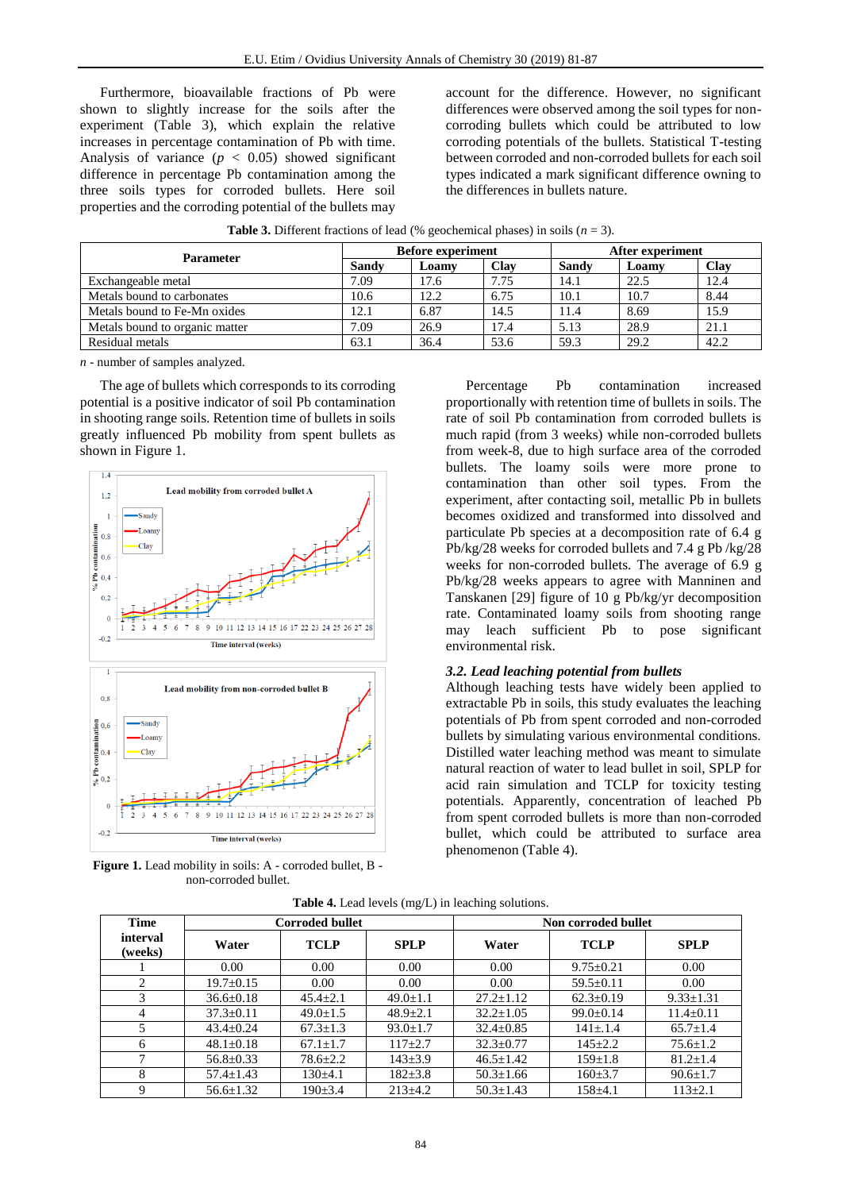Furthermore, bioavailable fractions of Pb were shown to slightly increase for the soils after the experiment (Table 3), which explain the relative increases in percentage contamination of Pb with time. Analysis of variance ($p < 0.05$) showed significant difference in percentage Pb contamination among the three soils types for corroded bullets. Here soil properties and the corroding potential of the bullets may account for the difference. However, no significant differences were observed among the soil types for non-corroding bullets which could be attributed to low corroding potentials of the bullets. Statistical T-testing between corroded and non-corroded bullets for each soil types indicated a mark significant difference owning to the differences in bullets nature.

**Table 3.** Different fractions of lead (% geochemical phases) in soils ($n$ = 3).

| Parameter | Before experiment | | | After experiment | | |
|---|---|---|---|---|---|---|
| | Sandy | Loamy | Clay | Sandy | Loamy | Clay |
| Exchangeable metal | 7.09 | 17.6 | 7.75 | 14.1 | 22.5 | 12.4 |
| Metals bound to carbonates | 10.6 | 12.2 | 6.75 | 10.1 | 10.7 | 8.44 |
| Metals bound to Fe-Mn oxides | 12.1 | 6.87 | 14.5 | 11.4 | 8.69 | 15.9 |
| Metals bound to organic matter | 7.09 | 26.9 | 17.4 | 5.13 | 28.9 | 21.1 |
| Residual metals | 63.1 | 36.4 | 53.6 | 59.3 | 29.2 | 42.2 |

*n* - number of samples analyzed.

The age of bullets which corresponds to its corroding potential is a positive indicator of soil Pb contamination in shooting range soils. Retention time of bullets in soils greatly influenced Pb mobility from spent bullets as shown in Figure 1.

**Figure 1.** Lead mobility in soils: A - corroded bullet, B - non-corroded bullet.

Percentage Pb contamination increased proportionally with retention time of bullets in soils. The rate of soil Pb contamination from corroded bullets is much rapid (from 3 weeks) while non-corroded bullets from week-8, due to high surface area of the corroded bullets. The loamy soils were more prone to contamination than other soil types. From the experiment, after contacting soil, metallic Pb in bullets becomes oxidized and transformed into dissolved and particulate Pb species at a decomposition rate of 6.4 g Pb/kg/28 weeks for corroded bullets and 7.4 g Pb /kg/28 weeks for non-corroded bullets. The average of 6.9 g Pb/kg/28 weeks appears to agree with Manninen and Tanskanen [29] figure of 10 g Pb/kg/yr decomposition rate. Contaminated loamy soils from shooting range may leach sufficient Pb to pose significant environmental risk.

### *3.2. Lead leaching potential from bullets*

Although leaching tests have widely been applied to extractable Pb in soils, this study evaluates the leaching potentials of Pb from spent corroded and non-corroded bullets by simulating various environmental conditions. Distilled water leaching method was meant to simulate natural reaction of water to lead bullet in soil, SPLP for acid rain simulation and TCLP for toxicity testing potentials. Apparently, concentration of leached Pb from spent corroded bullets is more than non-corroded bullet, which could be attributed to surface area phenomenon (Table 4).

**Table 4.** Lead levels (mg/L) in leaching solutions.

| Time interval (weeks) | Corroded bullet | | | Non corroded bullet | | |
|---|---|---|---|---|---|---|
| | Water | TCLP | SPLP | Water | TCLP | SPLP |
| 1 | 0.00 | 0.00 | 0.00 | 0.00 | 9.75±0.21 | 0.00 |
| 2 | 19.7±0.15 | 0.00 | 0.00 | 0.00 | 59.5±0.11 | 0.00 |
| 3 | 36.6±0.18 | 45.4±2.1 | 49.0±1.1 | 27.2±1.12 | 62.3±0.19 | 9.33±1.31 |
| 4 | 37.3±0.11 | 49.0±1.5 | 48.9±2.1 | 32.2±1.05 | 99.0±0.14 | 11.4±0.11 |
| 5 | 43.4±0.24 | 67.3±1.3 | 93.0±1.7 | 32.4±0.85 | 141±.1.4 | 65.7±1.4 |
| 6 | 48.1±0.18 | 67.1±1.7 | 117±2.7 | 32.3±0.77 | 145±2.2 | 75.6±1.2 |
| 7 | 56.8±0.33 | 78.6±2.2 | 143±3.9 | 46.5±1.42 | 159±1.8 | 81.2±1.4 |
| 8 | 57.4±1.43 | 130±4.1 | 182±3.8 | 50.3±1.66 | 160±3.7 | 90.6±1.7 |
| 9 | 56.6±1.32 | 190±3.4 | 213±4.2 | 50.3±1.43 | 158±4.1 | 113±2.1 |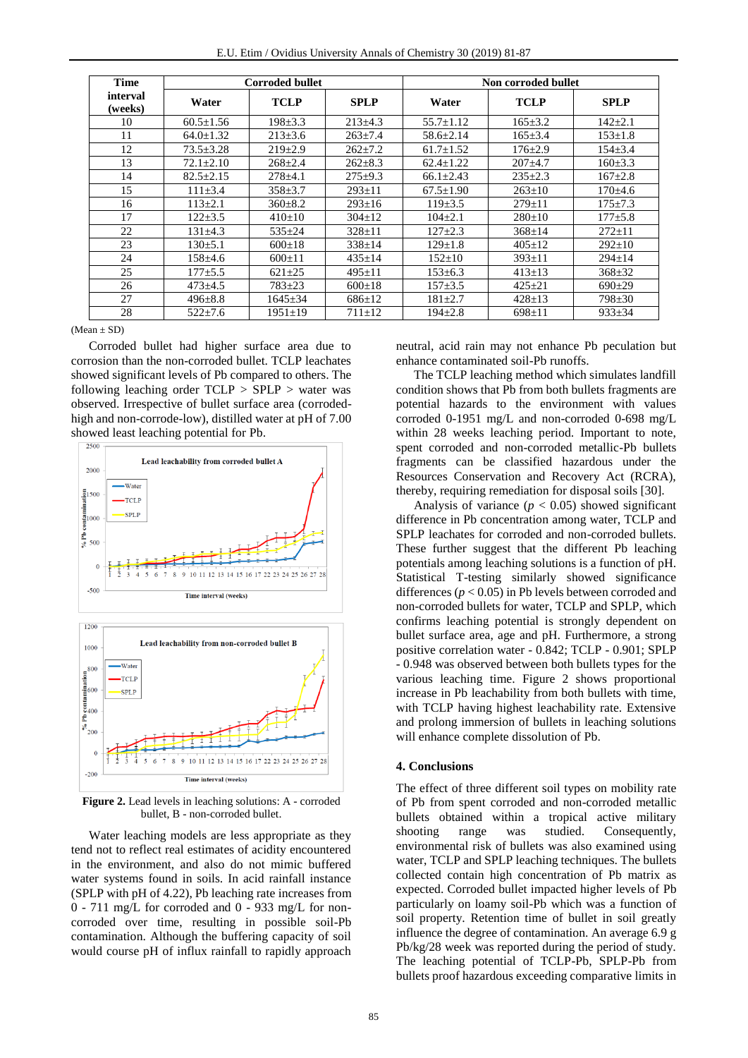| Time interval (weeks) | Corroded bullet | | | Non corroded bullet | | |
|---|---|---|---|---|---|---|
| | Water | TCLP | SPLP | Water | TCLP | SPLP |
| 10 | 60.5±1.56 | 198±3.3 | 213±4.3 | 55.7±1.12 | 165±3.2 | 142±2.1 |
| 11 | 64.0±1.32 | 213±3.6 | 263±7.4 | 58.6±2.14 | 165±3.4 | 153±1.8 |
| 12 | 73.5±3.28 | 219±2.9 | 262±7.2 | 61.7±1.52 | 176±2.9 | 154±3.4 |
| 13 | 72.1±2.10 | 268±2.4 | 262±8.3 | 62.4±1.22 | 207±4.7 | 160±3.3 |
| 14 | 82.5±2.15 | 278±4.1 | 275±9.3 | 66.1±2.43 | 235±2.3 | 167±2.8 |
| 15 | 111±3.4 | 358±3.7 | 293±11 | 67.5±1.90 | 263±10 | 170±4.6 |
| 16 | 113±2.1 | 360±8.2 | 293±16 | 119±3.5 | 279±11 | 175±7.3 |
| 17 | 122±3.5 | 410±10 | 304±12 | 104±2.1 | 280±10 | 177±5.8 |
| 22 | 131±4.3 | 535±24 | 328±11 | 127±2.3 | 368±14 | 272±11 |
| 23 | 130±5.1 | 600±18 | 338±14 | 129±1.8 | 405±12 | 292±10 |
| 24 | 158±4.6 | 600±11 | 435±14 | 152±10 | 393±11 | 294±14 |
| 25 | 177±5.5 | 621±25 | 495±11 | 153±6.3 | 413±13 | 368±32 |
| 26 | 473±4.5 | 783±23 | 600±18 | 157±3.5 | 425±21 | 690±29 |
| 27 | 496±8.8 | 1645±34 | 686±12 | 181±2.7 | 428±13 | 798±30 |
| 28 | 522±7.6 | 1951±19 | 711±12 | 194±2.8 | 698±11 | 933±34 |

(Mean ± SD)

Corroded bullet had higher surface area due to corrosion than the non-corroded bullet. TCLP leachates showed significant levels of Pb compared to others. The following leaching order TCLP > SPLP > water was observed. Irrespective of bullet surface area (corroded-high and non-corrode-low), distilled water at pH of 7.00 showed least leaching potential for Pb.

**Figure 2.** Lead levels in leaching solutions: A - corroded bullet, B - non-corroded bullet.

Water leaching models are less appropriate as they tend not to reflect real estimates of acidity encountered in the environment, and also do not mimic buffered water systems found in soils. In acid rainfall instance (SPLP with pH of 4.22), Pb leaching rate increases from 0 - 711 mg/L for corroded and 0 - 933 mg/L for non-corroded over time, resulting in possible soil-Pb contamination. Although the buffering capacity of soil would course pH of influx rainfall to rapidly approach neutral, acid rain may not enhance Pb peculation but enhance contaminated soil-Pb runoffs.

The TCLP leaching method which simulates landfill condition shows that Pb from both bullets fragments are potential hazards to the environment with values corroded 0-1951 mg/L and non-corroded 0-698 mg/L within 28 weeks leaching period. Important to note, spent corroded and non-corroded metallic-Pb bullets fragments can be classified hazardous under the Resources Conservation and Recovery Act (RCRA), thereby, requiring remediation for disposal soils [30].

Analysis of variance ($p < 0.05$) showed significant difference in Pb concentration among water, TCLP and SPLP leachates for corroded and non-corroded bullets. These further suggest that the different Pb leaching potentials among leaching solutions is a function of pH. Statistical T-testing similarly showed significance differences ($p < 0.05$) in Pb levels between corroded and non-corroded bullets for water, TCLP and SPLP, which confirms leaching potential is strongly dependent on bullet surface area, age and pH. Furthermore, a strong positive correlation water - 0.842; TCLP - 0.901; SPLP - 0.948 was observed between both bullets types for the various leaching time. Figure 2 shows proportional increase in Pb leachability from both bullets with time, with TCLP having highest leachability rate. Extensive and prolong immersion of bullets in leaching solutions will enhance complete dissolution of Pb.

## 4. Conclusions

The effect of three different soil types on mobility rate of Pb from spent corroded and non-corroded metallic bullets obtained within a tropical active military shooting range was studied. Consequently, environmental risk of bullets was also examined using water, TCLP and SPLP leaching techniques. The bullets collected contain high concentration of Pb matrix as expected. Corroded bullet impacted higher levels of Pb particularly on loamy soil-Pb which was a function of soil property. Retention time of bullet in soil greatly influence the degree of contamination. An average 6.9 g Pb/kg/28 week was reported during the period of study. The leaching potential of TCLP-Pb, SPLP-Pb from bullets proof hazardous exceeding comparative limits in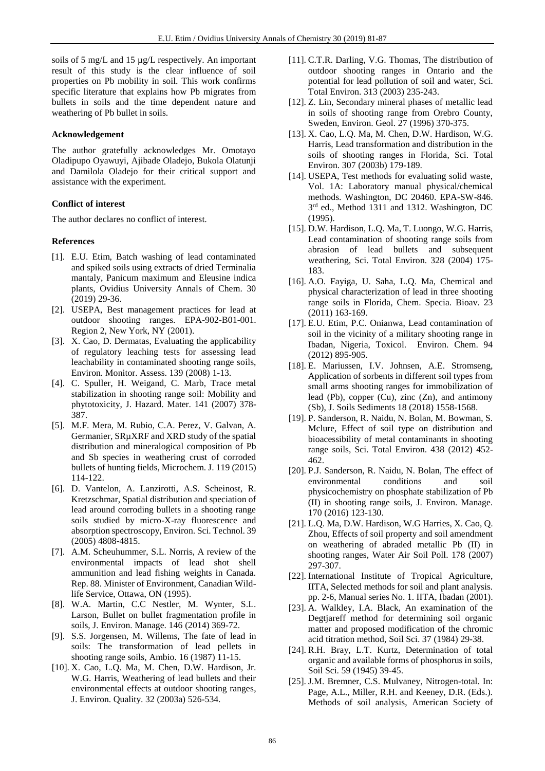soils of 5 mg/L and 15 µg/L respectively. An important result of this study is the clear influence of soil properties on Pb mobility in soil. This work confirms specific literature that explains how Pb migrates from bullets in soils and the time dependent nature and weathering of Pb bullet in soils.

**Acknowledgement**

The author gratefully acknowledges Mr. Omotayo Oladipupo Oyawuyi, Ajibade Oladejo, Bukola Olatunji and Damilola Oladejo for their critical support and assistance with the experiment.

**Conflict of interest**

The author declares no conflict of interest.

**References**

[1]. E.U. Etim, Batch washing of lead contaminated and spiked soils using extracts of dried Terminalia mantaly, Panicum maximum and Eleusine indica plants, Ovidius University Annals of Chem. 30 (2019) 29-36.

[2]. USEPA, Best management practices for lead at outdoor shooting ranges. EPA-902-B01-001. Region 2, New York, NY (2001).

[3]. X. Cao, D. Dermatas, Evaluating the applicability of regulatory leaching tests for assessing lead leachability in contaminated shooting range soils, Environ. Monitor. Assess. 139 (2008) 1-13.

[4]. C. Spuller, H. Weigand, C. Marb, Trace metal stabilization in shooting range soil: Mobility and phytotoxicity, J. Hazard. Mater. 141 (2007) 378-387.

[5]. M.F. Mera, M. Rubio, C.A. Perez, V. Galvan, A. Germanier, SRµXRF and XRD study of the spatial distribution and mineralogical composition of Pb and Sb species in weathering crust of corroded bullets of hunting fields, Microchem. J. 119 (2015) 114-122.

[6]. D. Vantelon, A. Lanzirotti, A.S. Scheinost, R. Kretzschmar, Spatial distribution and speciation of lead around corroding bullets in a shooting range soils studied by micro-X-ray fluorescence and absorption spectroscopy, Environ. Sci. Technol. 39 (2005) 4808-4815.

[7]. A.M. Scheuhummer, S.L. Norris, A review of the environmental impacts of lead shot shell ammunition and lead fishing weights in Canada. Rep. 88. Minister of Environment, Canadian Wildlife Service, Ottawa, ON (1995).

[8]. W.A. Martin, C.C Nestler, M. Wynter, S.L. Larson, Bullet on bullet fragmentation profile in soils, J. Environ. Manage. 146 (2014) 369-72.

[9]. S.S. Jorgensen, M. Willems, The fate of lead in soils: The transformation of lead pellets in shooting range soils, Ambio. 16 (1987) 11-15.

[10]. X. Cao, L.Q. Ma, M. Chen, D.W. Hardison, Jr. W.G. Harris, Weathering of lead bullets and their environmental effects at outdoor shooting ranges, J. Environ. Quality. 32 (2003a) 526-534.

[11]. C.T.R. Darling, V.G. Thomas, The distribution of outdoor shooting ranges in Ontario and the potential for lead pollution of soil and water, Sci. Total Environ. 313 (2003) 235-243.

[12]. Z. Lin, Secondary mineral phases of metallic lead in soils of shooting range from Orebro County, Sweden, Environ. Geol. 27 (1996) 370-375.

[13]. X. Cao, L.Q. Ma, M. Chen, D.W. Hardison, W.G. Harris, Lead transformation and distribution in the soils of shooting ranges in Florida, Sci. Total Environ. 307 (2003b) 179-189.

[14]. USEPA, Test methods for evaluating solid waste, Vol. 1A: Laboratory manual physical/chemical methods. Washington, DC 20460. EPA-SW-846. 3rd ed., Method 1311 and 1312. Washington, DC (1995).

[15]. D.W. Hardison, L.Q. Ma, T. Luongo, W.G. Harris, Lead contamination of shooting range soils from abrasion of lead bullets and subsequent weathering, Sci. Total Environ. 328 (2004) 175-183.

[16]. A.O. Fayiga, U. Saha, L.Q. Ma, Chemical and physical characterization of lead in three shooting range soils in Florida, Chem. Specia. Bioav. 23 (2011) 163-169.

[17]. E.U. Etim, P.C. Onianwa, Lead contamination of soil in the vicinity of a military shooting range in Ibadan, Nigeria, Toxicol. Environ. Chem. 94 (2012) 895-905.

[18]. E. Mariussen, I.V. Johnsen, A.E. Stromseng, Application of sorbents in different soil types from small arms shooting ranges for immobilization of lead (Pb), copper (Cu), zinc (Zn), and antimony (Sb), J. Soils Sediments 18 (2018) 1558-1568.

[19]. P. Sanderson, R. Naidu, N. Bolan, M. Bowman, S. Mclure, Effect of soil type on distribution and bioacessibility of metal contaminants in shooting range soils, Sci. Total Environ. 438 (2012) 452-462.

[20]. P.J. Sanderson, R. Naidu, N. Bolan, The effect of environmental conditions and soil physicochemistry on phosphate stabilization of Pb (II) in shooting range soils, J. Environ. Manage. 170 (2016) 123-130.

[21]. L.Q. Ma, D.W. Hardison, W.G Harries, X. Cao, Q. Zhou, Effects of soil property and soil amendment on weathering of abraded metallic Pb (II) in shooting ranges, Water Air Soil Poll. 178 (2007) 297-307.

[22]. International Institute of Tropical Agriculture, IITA, Selected methods for soil and plant analysis. pp. 2-6, Manual series No. 1. IITA, Ibadan (2001).

[23]. A. Walkley, I.A. Black, An examination of the Degtjareff method for determining soil organic matter and proposed modification of the chromic acid titration method, Soil Sci. 37 (1984) 29-38.

[24]. R.H. Bray, L.T. Kurtz, Determination of total organic and available forms of phosphorus in soils, Soil Sci. 59 (1945) 39-45.

[25]. J.M. Bremner, C.S. Mulvaney, Nitrogen-total. In: Page, A.L., Miller, R.H. and Keeney, D.R. (Eds.). Methods of soil analysis, American Society of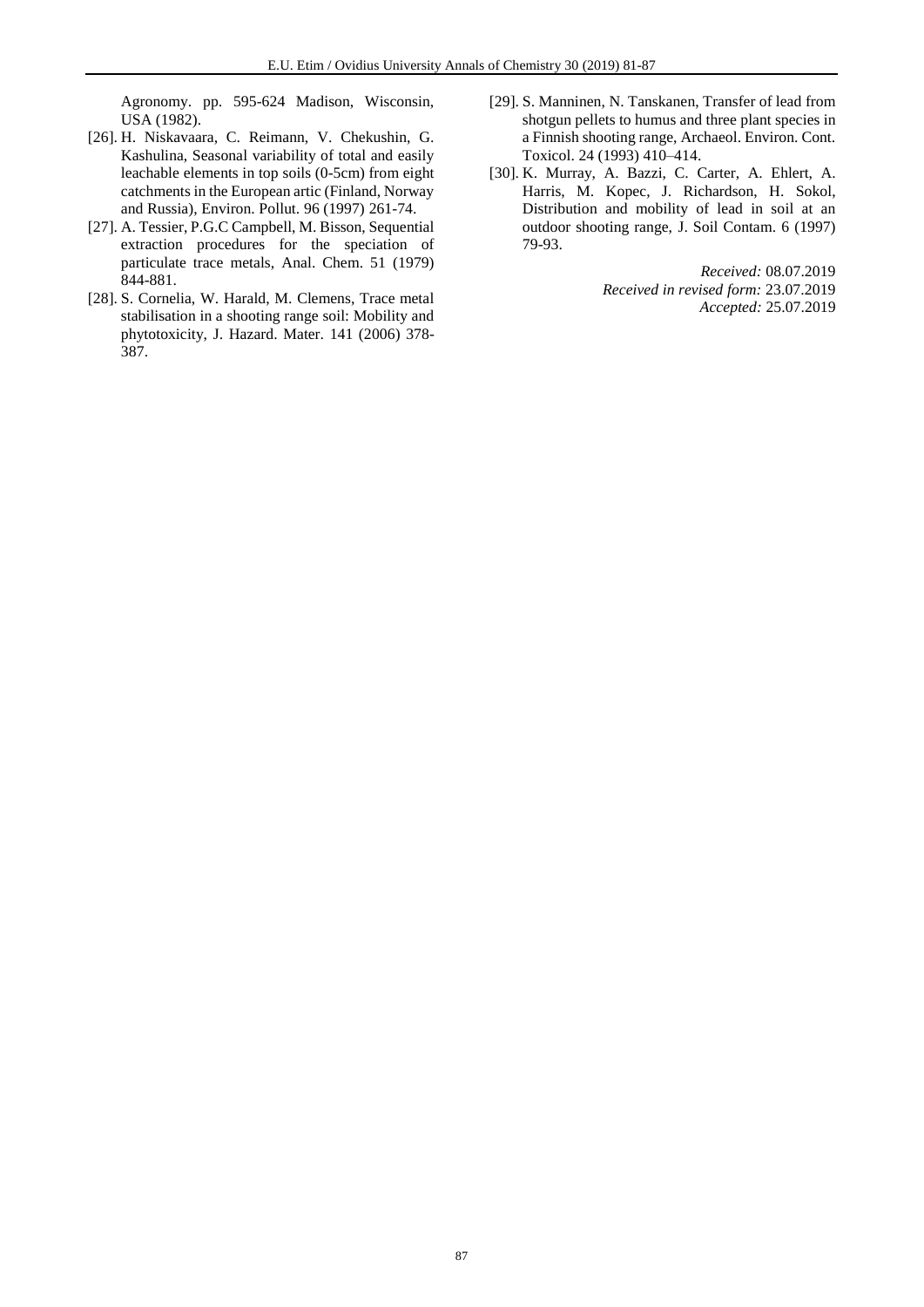Agronomy. pp. 595-624 Madison, Wisconsin, USA (1982).

[26]. H. Niskavaara, C. Reimann, V. Chekushin, G. Kashulina, Seasonal variability of total and easily leachable elements in top soils (0-5cm) from eight catchments in the European artic (Finland, Norway and Russia), Environ. Pollut. 96 (1997) 261-74.

[27]. A. Tessier, P.G.C Campbell, M. Bisson, Sequential extraction procedures for the speciation of particulate trace metals, Anal. Chem. 51 (1979) 844-881.

[28]. S. Cornelia, W. Harald, M. Clemens, Trace metal stabilisation in a shooting range soil: Mobility and phytotoxicity, J. Hazard. Mater. 141 (2006) 378-387.

[29]. S. Manninen, N. Tanskanen, Transfer of lead from shotgun pellets to humus and three plant species in a Finnish shooting range, Archaeol. Environ. Cont. Toxicol. 24 (1993) 410–414.

[30]. K. Murray, A. Bazzi, C. Carter, A. Ehlert, A. Harris, M. Kopec, J. Richardson, H. Sokol, Distribution and mobility of lead in soil at an outdoor shooting range, J. Soil Contam. 6 (1997) 79-93.

*Received:* 08.07.2019
*Received in revised form:* 23.07.2019
*Accepted:* 25.07.2019